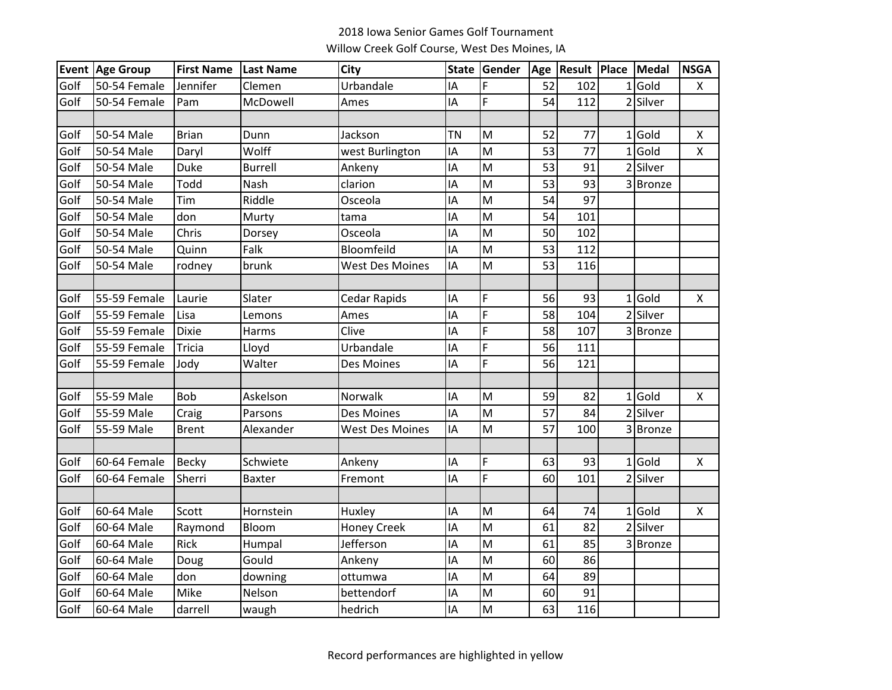2018 Iowa Senior Games Golf Tournament

Willow Creek Golf Course, West Des Moines, IA

| Event | Age Group | First Name | Last Name | City | State | Gender | Age | Result | Place | Medal | NSGA |
|---|---|---|---|---|---|---|---|---|---|---|---|
| Golf | 50-54 Female | Jennifer | Clemen | Urbandale | IA | F | 52 | 102 | 1 | Gold | X |
| Golf | 50-54 Female | Pam | McDowell | Ames | IA | F | 54 | 112 | 2 | Silver | |
| | | | | | | | | | | | |
| Golf | 50-54 Male | Brian | Dunn | Jackson | TN | M | 52 | 77 | 1 | Gold | X |
| Golf | 50-54 Male | Daryl | Wolff | west Burlington | IA | M | 53 | 77 | 1 | Gold | X |
| Golf | 50-54 Male | Duke | Burrell | Ankeny | IA | M | 53 | 91 | 2 | Silver | |
| Golf | 50-54 Male | Todd | Nash | clarion | IA | M | 53 | 93 | 3 | Bronze | |
| Golf | 50-54 Male | Tim | Riddle | Osceola | IA | M | 54 | 97 | | | |
| Golf | 50-54 Male | don | Murty | tama | IA | M | 54 | 101 | | | |
| Golf | 50-54 Male | Chris | Dorsey | Osceola | IA | M | 50 | 102 | | | |
| Golf | 50-54 Male | Quinn | Falk | Bloomfeild | IA | M | 53 | 112 | | | |
| Golf | 50-54 Male | rodney | brunk | West Des Moines | IA | M | 53 | 116 | | | |
| | | | | | | | | | | | |
| Golf | 55-59 Female | Laurie | Slater | Cedar Rapids | IA | F | 56 | 93 | 1 | Gold | X |
| Golf | 55-59 Female | Lisa | Lemons | Ames | IA | F | 58 | 104 | 2 | Silver | |
| Golf | 55-59 Female | Dixie | Harms | Clive | IA | F | 58 | 107 | 3 | Bronze | |
| Golf | 55-59 Female | Tricia | Lloyd | Urbandale | IA | F | 56 | 111 | | | |
| Golf | 55-59 Female | Jody | Walter | Des Moines | IA | F | 56 | 121 | | | |
| | | | | | | | | | | | |
| Golf | 55-59 Male | Bob | Askelson | Norwalk | IA | M | 59 | 82 | 1 | Gold | X |
| Golf | 55-59 Male | Craig | Parsons | Des Moines | IA | M | 57 | 84 | 2 | Silver | |
| Golf | 55-59 Male | Brent | Alexander | West Des Moines | IA | M | 57 | 100 | 3 | Bronze | |
| | | | | | | | | | | | |
| Golf | 60-64 Female | Becky | Schwiete | Ankeny | IA | F | 63 | 93 | 1 | Gold | X |
| Golf | 60-64 Female | Sherri | Baxter | Fremont | IA | F | 60 | 101 | 2 | Silver | |
| | | | | | | | | | | | |
| Golf | 60-64 Male | Scott | Hornstein | Huxley | IA | M | 64 | 74 | 1 | Gold | X |
| Golf | 60-64 Male | Raymond | Bloom | Honey Creek | IA | M | 61 | 82 | 2 | Silver | |
| Golf | 60-64 Male | Rick | Humpal | Jefferson | IA | M | 61 | 85 | 3 | Bronze | |
| Golf | 60-64 Male | Doug | Gould | Ankeny | IA | M | 60 | 86 | | | |
| Golf | 60-64 Male | don | downing | ottumwa | IA | M | 64 | 89 | | | |
| Golf | 60-64 Male | Mike | Nelson | bettendorf | IA | M | 60 | 91 | | | |
| Golf | 60-64 Male | darrell | waugh | hedrich | IA | M | 63 | 116 | | | |

Record performances are highlighted in yellow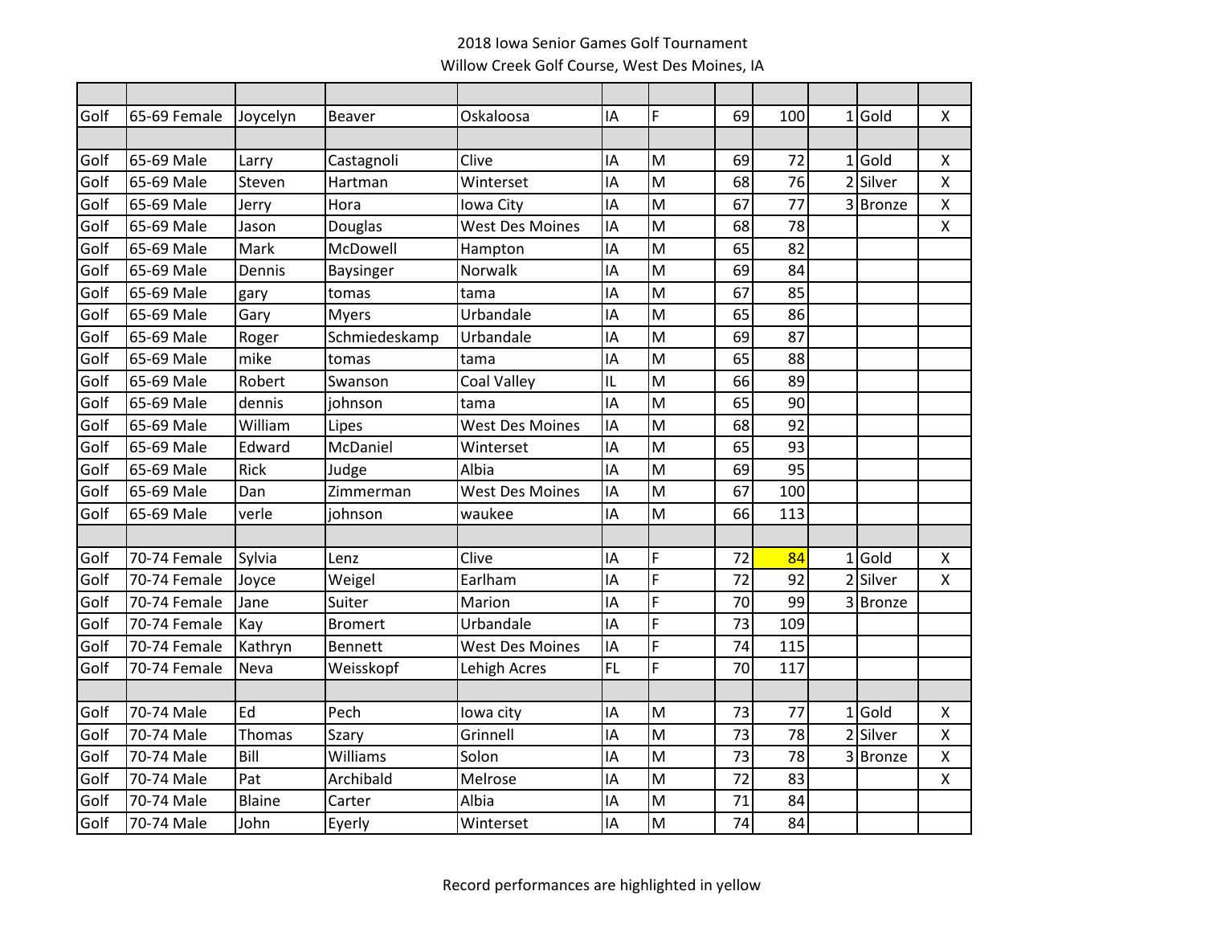2018 Iowa Senior Games Golf Tournament
Willow Creek Golf Course, West Des Moines, IA

| | | | | | | | | | | | |
|---|---|---|---|---|---|---|---|---|---|---|---|
| Golf | 65-69 Female | Joycelyn | Beaver | Oskaloosa | IA | F | 69 | 100 | 1 | Gold | X |
| | | | | | | | | | | | |
| Golf | 65-69 Male | Larry | Castagnoli | Clive | IA | M | 69 | 72 | 1 | Gold | X |
| Golf | 65-69 Male | Steven | Hartman | Winterset | IA | M | 68 | 76 | 2 | Silver | X |
| Golf | 65-69 Male | Jerry | Hora | Iowa City | IA | M | 67 | 77 | 3 | Bronze | X |
| Golf | 65-69 Male | Jason | Douglas | West Des Moines | IA | M | 68 | 78 | | | X |
| Golf | 65-69 Male | Mark | McDowell | Hampton | IA | M | 65 | 82 | | | |
| Golf | 65-69 Male | Dennis | Baysinger | Norwalk | IA | M | 69 | 84 | | | |
| Golf | 65-69 Male | gary | tomas | tama | IA | M | 67 | 85 | | | |
| Golf | 65-69 Male | Gary | Myers | Urbandale | IA | M | 65 | 86 | | | |
| Golf | 65-69 Male | Roger | Schmiedeskamp | Urbandale | IA | M | 69 | 87 | | | |
| Golf | 65-69 Male | mike | tomas | tama | IA | M | 65 | 88 | | | |
| Golf | 65-69 Male | Robert | Swanson | Coal Valley | IL | M | 66 | 89 | | | |
| Golf | 65-69 Male | dennis | johnson | tama | IA | M | 65 | 90 | | | |
| Golf | 65-69 Male | William | Lipes | West Des Moines | IA | M | 68 | 92 | | | |
| Golf | 65-69 Male | Edward | McDaniel | Winterset | IA | M | 65 | 93 | | | |
| Golf | 65-69 Male | Rick | Judge | Albia | IA | M | 69 | 95 | | | |
| Golf | 65-69 Male | Dan | Zimmerman | West Des Moines | IA | M | 67 | 100 | | | |
| Golf | 65-69 Male | verle | johnson | waukee | IA | M | 66 | 113 | | | |
| | | | | | | | | | | | |
| Golf | 70-74 Female | Sylvia | Lenz | Clive | IA | F | 72 | 84 | 1 | Gold | X |
| Golf | 70-74 Female | Joyce | Weigel | Earlham | IA | F | 72 | 92 | 2 | Silver | X |
| Golf | 70-74 Female | Jane | Suiter | Marion | IA | F | 70 | 99 | 3 | Bronze | |
| Golf | 70-74 Female | Kay | Bromert | Urbandale | IA | F | 73 | 109 | | | |
| Golf | 70-74 Female | Kathryn | Bennett | West Des Moines | IA | F | 74 | 115 | | | |
| Golf | 70-74 Female | Neva | Weisskopf | Lehigh Acres | FL | F | 70 | 117 | | | |
| | | | | | | | | | | | |
| Golf | 70-74 Male | Ed | Pech | Iowa city | IA | M | 73 | 77 | 1 | Gold | X |
| Golf | 70-74 Male | Thomas | Szary | Grinnell | IA | M | 73 | 78 | 2 | Silver | X |
| Golf | 70-74 Male | Bill | Williams | Solon | IA | M | 73 | 78 | 3 | Bronze | X |
| Golf | 70-74 Male | Pat | Archibald | Melrose | IA | M | 72 | 83 | | | X |
| Golf | 70-74 Male | Blaine | Carter | Albia | IA | M | 71 | 84 | | | |
| Golf | 70-74 Male | John | Eyerly | Winterset | IA | M | 74 | 84 | | | |

Record performances are highlighted in yellow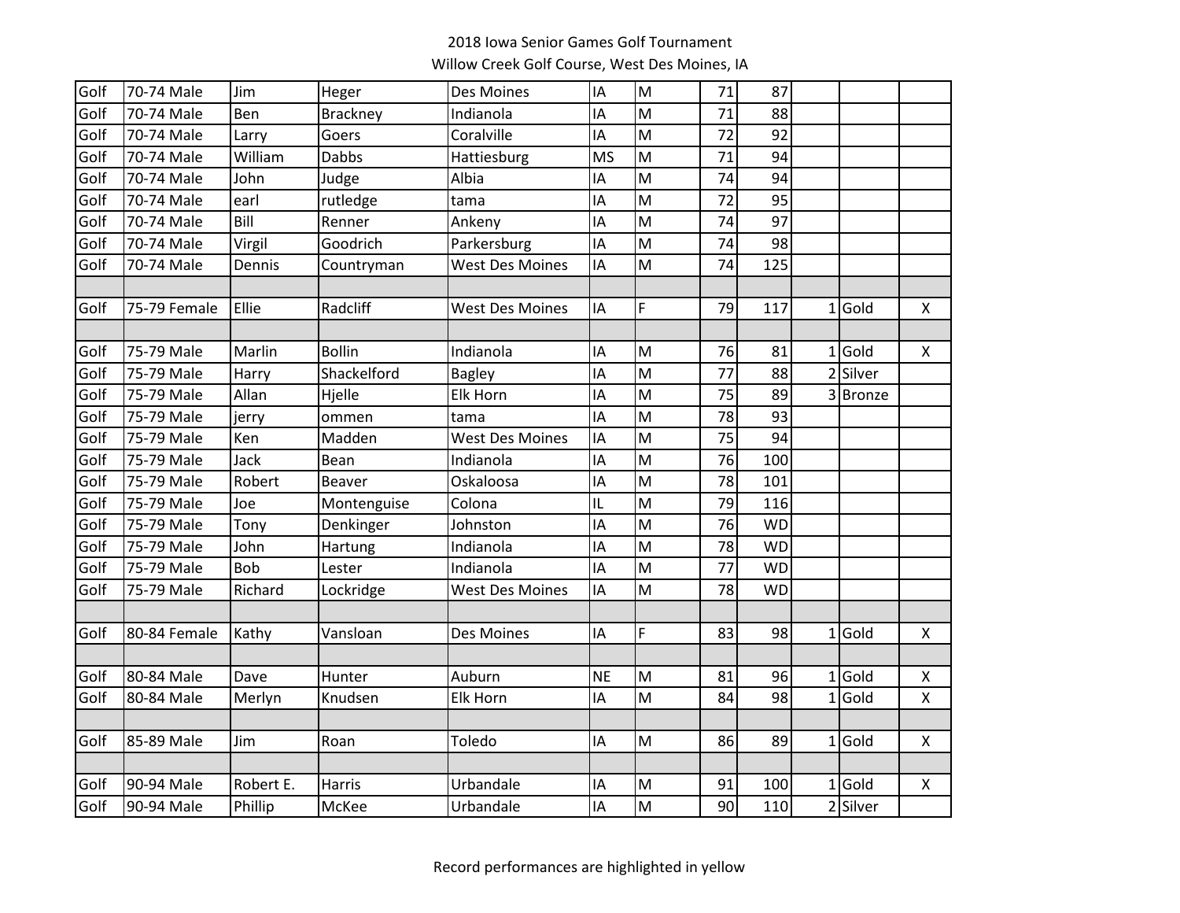2018 Iowa Senior Games Golf Tournament
Willow Creek Golf Course, West Des Moines, IA

| | | | | | | | | | | | |
|---|---|---|---|---|---|---|---|---|---|---|---|
| Golf | 70-74 Male | Jim | Heger | Des Moines | IA | M | 71 | 87 | | | |
| Golf | 70-74 Male | Ben | Brackney | Indianola | IA | M | 71 | 88 | | | |
| Golf | 70-74 Male | Larry | Goers | Coralville | IA | M | 72 | 92 | | | |
| Golf | 70-74 Male | William | Dabbs | Hattiesburg | MS | M | 71 | 94 | | | |
| Golf | 70-74 Male | John | Judge | Albia | IA | M | 74 | 94 | | | |
| Golf | 70-74 Male | earl | rutledge | tama | IA | M | 72 | 95 | | | |
| Golf | 70-74 Male | Bill | Renner | Ankeny | IA | M | 74 | 97 | | | |
| Golf | 70-74 Male | Virgil | Goodrich | Parkersburg | IA | M | 74 | 98 | | | |
| Golf | 70-74 Male | Dennis | Countryman | West Des Moines | IA | M | 74 | 125 | | | |
| | | | | | | | | | | | |
| Golf | 75-79 Female | Ellie | Radcliff | West Des Moines | IA | F | 79 | 117 | 1 | Gold | X |
| | | | | | | | | | | | |
| Golf | 75-79 Male | Marlin | Bollin | Indianola | IA | M | 76 | 81 | 1 | Gold | X |
| Golf | 75-79 Male | Harry | Shackelford | Bagley | IA | M | 77 | 88 | 2 | Silver | |
| Golf | 75-79 Male | Allan | Hjelle | Elk Horn | IA | M | 75 | 89 | 3 | Bronze | |
| Golf | 75-79 Male | jerry | ommen | tama | IA | M | 78 | 93 | | | |
| Golf | 75-79 Male | Ken | Madden | West Des Moines | IA | M | 75 | 94 | | | |
| Golf | 75-79 Male | Jack | Bean | Indianola | IA | M | 76 | 100 | | | |
| Golf | 75-79 Male | Robert | Beaver | Oskaloosa | IA | M | 78 | 101 | | | |
| Golf | 75-79 Male | Joe | Montenguise | Colona | IL | M | 79 | 116 | | | |
| Golf | 75-79 Male | Tony | Denkinger | Johnston | IA | M | 76 | WD | | | |
| Golf | 75-79 Male | John | Hartung | Indianola | IA | M | 78 | WD | | | |
| Golf | 75-79 Male | Bob | Lester | Indianola | IA | M | 77 | WD | | | |
| Golf | 75-79 Male | Richard | Lockridge | West Des Moines | IA | M | 78 | WD | | | |
| | | | | | | | | | | | |
| Golf | 80-84 Female | Kathy | Vansloan | Des Moines | IA | F | 83 | 98 | 1 | Gold | X |
| | | | | | | | | | | | |
| Golf | 80-84 Male | Dave | Hunter | Auburn | NE | M | 81 | 96 | 1 | Gold | X |
| Golf | 80-84 Male | Merlyn | Knudsen | Elk Horn | IA | M | 84 | 98 | 1 | Gold | X |
| | | | | | | | | | | | |
| Golf | 85-89 Male | Jim | Roan | Toledo | IA | M | 86 | 89 | 1 | Gold | X |
| | | | | | | | | | | | |
| Golf | 90-94 Male | Robert E. | Harris | Urbandale | IA | M | 91 | 100 | 1 | Gold | X |
| Golf | 90-94 Male | Phillip | McKee | Urbandale | IA | M | 90 | 110 | 2 | Silver | |

Record performances are highlighted in yellow